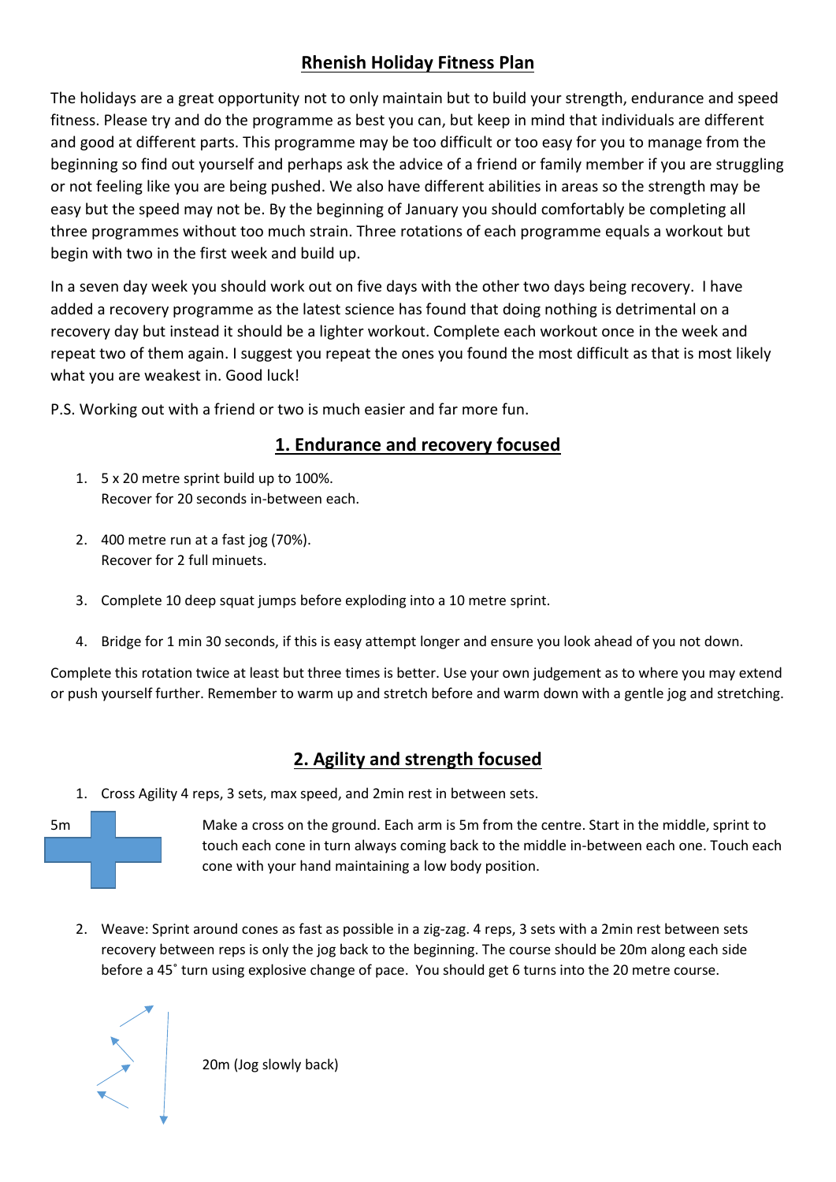# Rhenish Holiday Fitness Plan

The holidays are a great opportunity not to only maintain but to build your strength, endurance and speed fitness. Please try and do the programme as best you can, but keep in mind that individuals are different and good at different parts. This programme may be too difficult or too easy for you to manage from the beginning so find out yourself and perhaps ask the advice of a friend or family member if you are struggling or not feeling like you are being pushed. We also have different abilities in areas so the strength may be easy but the speed may not be. By the beginning of January you should comfortably be completing all three programmes without too much strain. Three rotations of each programme equals a workout but begin with two in the first week and build up.

In a seven day week you should work out on five days with the other two days being recovery. I have added a recovery programme as the latest science has found that doing nothing is detrimental on a recovery day but instead it should be a lighter workout. Complete each workout once in the week and repeat two of them again. I suggest you repeat the ones you found the most difficult as that is most likely what you are weakest in. Good luck!

P.S. Working out with a friend or two is much easier and far more fun.

## 1. Endurance and recovery focused

1. 5 x 20 metre sprint build up to 100%.
   Recover for 20 seconds in-between each.

2. 400 metre run at a fast jog (70%).
   Recover for 2 full minuets.

3. Complete 10 deep squat jumps before exploding into a 10 metre sprint.

4. Bridge for 1 min 30 seconds, if this is easy attempt longer and ensure you look ahead of you not down.

Complete this rotation twice at least but three times is better. Use your own judgement as to where you may extend or push yourself further. Remember to warm up and stretch before and warm down with a gentle jog and stretching.

## 2. Agility and strength focused

1. Cross Agility 4 reps, 3 sets, max speed, and 2min rest in between sets.

   5m

   Make a cross on the ground. Each arm is 5m from the centre. Start in the middle, sprint to touch each cone in turn always coming back to the middle in-between each one. Touch each cone with your hand maintaining a low body position.

2. Weave: Sprint around cones as fast as possible in a zig-zag. 4 reps, 3 sets with a 2min rest between sets recovery between reps is only the jog back to the beginning. The course should be 20m along each side before a 45˚ turn using explosive change of pace. You should get 6 turns into the 20 metre course.

   20m (Jog slowly back)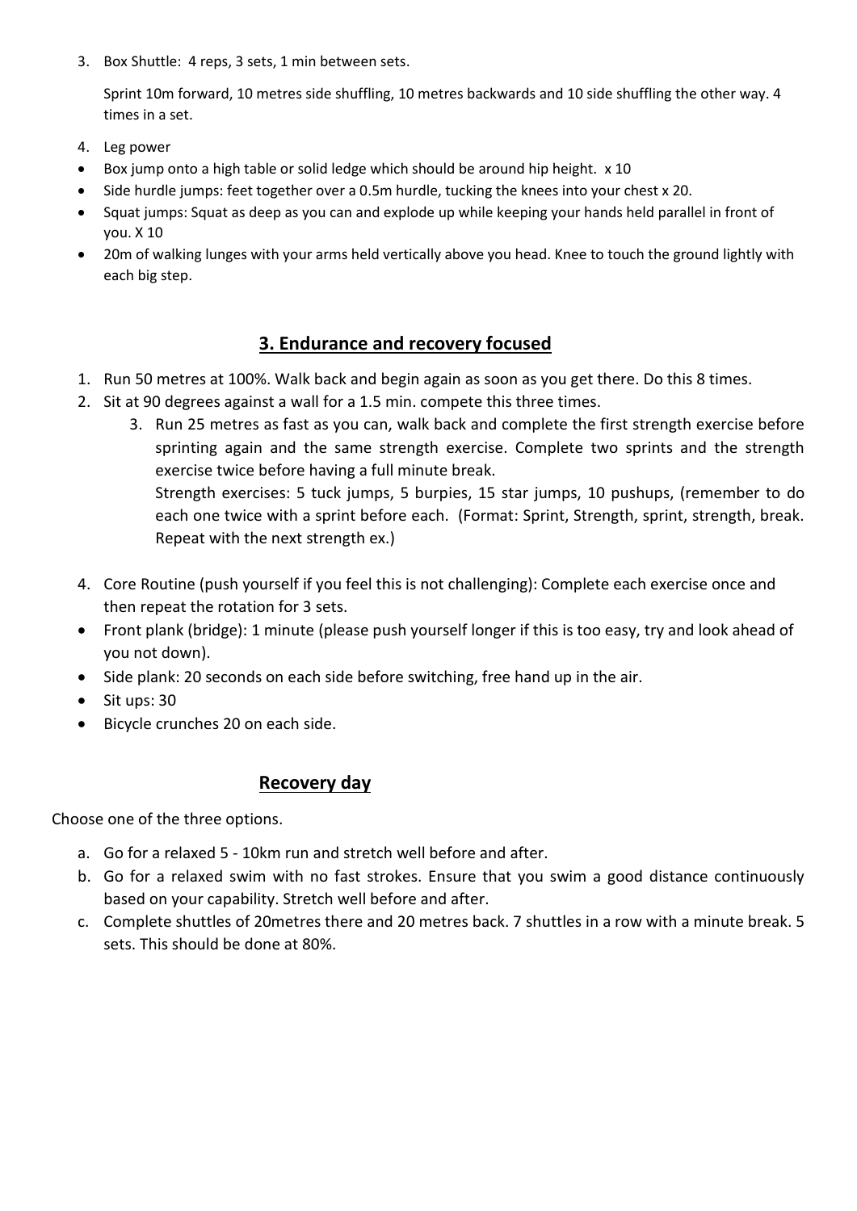3. Box Shuttle: 4 reps, 3 sets, 1 min between sets.

   Sprint 10m forward, 10 metres side shuffling, 10 metres backwards and 10 side shuffling the other way. 4 times in a set.

4. Leg power

- Box jump onto a high table or solid ledge which should be around hip height. x 10
- Side hurdle jumps: feet together over a 0.5m hurdle, tucking the knees into your chest x 20.
- Squat jumps: Squat as deep as you can and explode up while keeping your hands held parallel in front of you. X 10
- 20m of walking lunges with your arms held vertically above you head. Knee to touch the ground lightly with each big step.

## 3. Endurance and recovery focused

1. Run 50 metres at 100%. Walk back and begin again as soon as you get there. Do this 8 times.
2. Sit at 90 degrees against a wall for a 1.5 min. compete this three times.
3. Run 25 metres as fast as you can, walk back and complete the first strength exercise before sprinting again and the same strength exercise. Complete two sprints and the strength exercise twice before having a full minute break.

   Strength exercises: 5 tuck jumps, 5 burpies, 15 star jumps, 10 pushups, (remember to do each one twice with a sprint before each. (Format: Sprint, Strength, sprint, strength, break. Repeat with the next strength ex.)

4. Core Routine (push yourself if you feel this is not challenging): Complete each exercise once and then repeat the rotation for 3 sets.

- Front plank (bridge): 1 minute (please push yourself longer if this is too easy, try and look ahead of you not down).
- Side plank: 20 seconds on each side before switching, free hand up in the air.
- Sit ups: 30
- Bicycle crunches 20 on each side.

## Recovery day

Choose one of the three options.

a. Go for a relaxed 5 - 10km run and stretch well before and after.
b. Go for a relaxed swim with no fast strokes. Ensure that you swim a good distance continuously based on your capability. Stretch well before and after.
c. Complete shuttles of 20metres there and 20 metres back. 7 shuttles in a row with a minute break. 5 sets. This should be done at 80%.